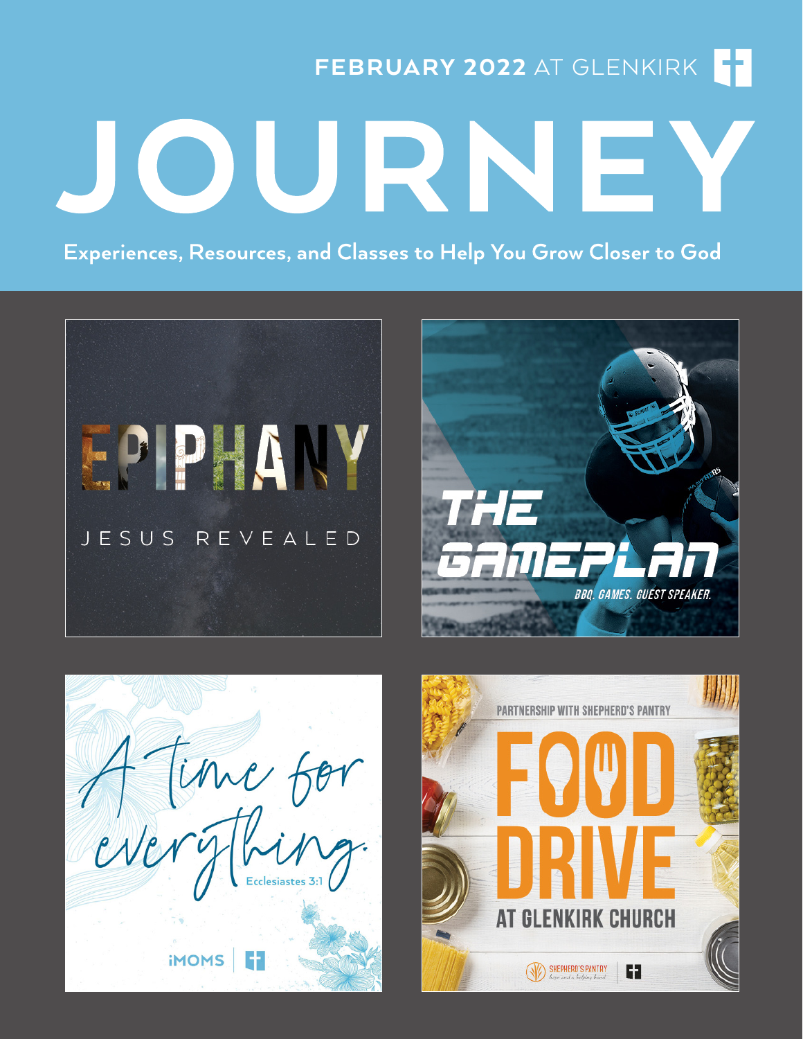**FEBRUARY 2022** AT GLENKIRK

# JOURNEY

**Experiences, Resources, and Classes to Help You Grow Closer to God**

## EPIPHANY

JESUS REVEALED

## THE GAMEPLAN

BBQ. GAMES. GUEST SPEAKER.

## A time for everything.

Ecclesiastes 3:1

iMOMS

PARTNERSHIP WITH SHEPHERD'S PANTRY

## FOOD DRIVE

AT GLENKIRK CHURCH

SHEPHERD'S PANTRY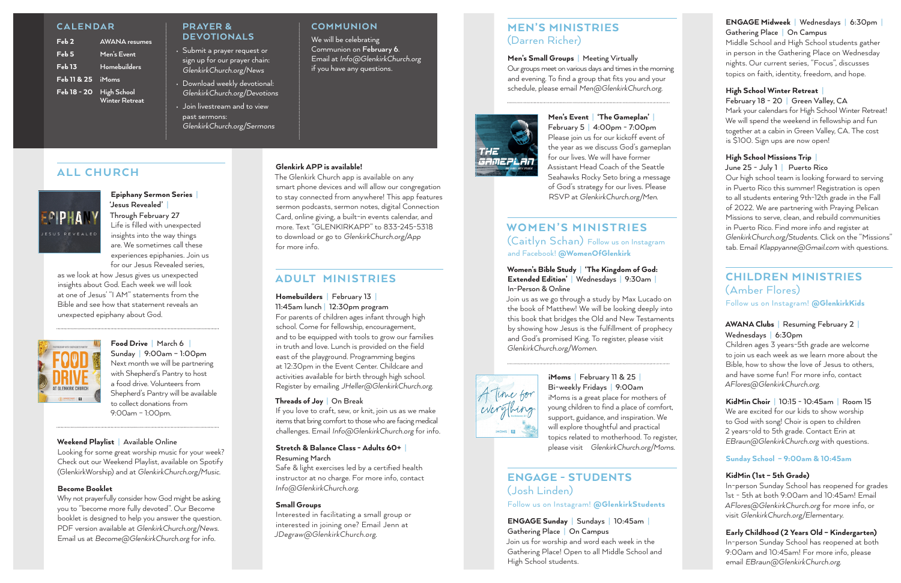## CALENDAR

| | |
|---|---|
| Feb 2 | AWANA resumes |
| Feb 5 | Men's Event |
| Feb 13 | Homebuilders |
| Feb 11 & 25 | iMoms |
| Feb 18 - 20 | High School Winter Retreat |

## PRAYER & DEVOTIONALS

- Submit a prayer request or sign up for our prayer chain: *GlenkirkChurch.org/News*
- Download weekly devotional: *GlenkirkChurch.org/Devotions*
- Join livestream and to view past sermons: *GlenkirkChurch.org/Sermons*

## COMMUNION

We will be celebrating Communion on **February 6**. Email at *Info@GlenkirkChurch.org* if you have any questions.

## ALL CHURCH

**Epiphany Sermon Series | 'Jesus Revealed' | Through February 27**
Life is filled with unexpected insights into the way things are. We sometimes call these experiences epiphanies. Join us for our Jesus Revealed series, as we look at how Jesus gives us unexpected insights about God. Each week we will look at one of Jesus' "I AM" statements from the Bible and see how that statement reveals an unexpected epiphany about God.

**Food Drive | March 6 | Sunday | 9:00am - 1:00pm**
Next month we will be partnering with Shepherd's Pantry to host a food drive. Volunteers from Shepherd's Pantry will be available to collect donations from 9:00am – 1:00pm.

**Weekend Playlist | Available Online**
Looking for some great worship music for your week? Check out our Weekend Playlist, available on Spotify (GlenkirkWorship) and at *GlenkirkChurch.org/Music*.

**Become Booklet**
Why not prayerfully consider how God might be asking you to "become more fully devoted". Our Become booklet is designed to help you answer the question. PDF version available at *GlenkirkChurch.org/News*. Email us at *Become@GlenkirkChurch.org* for info.

**Glenkirk APP is available!**
The Glenkirk Church app is available on any smart phone devices and will allow our congregation to stay connected from anywhere! This app features sermon podcasts, sermon notes, digital Connection Card, online giving, a built-in events calendar, and more. Text "GLENKIRKAPP" to 833-245-5318 to download or go to *GlenkirkChurch.org/App* for more info.

## ADULT MINISTRIES

**Homebuilders | February 13 | 11:45am lunch | 12:30pm program**
For parents of children ages infant through high school. Come for fellowship, encouragement, and to be equipped with tools to grow our families in truth and love. Lunch is provided on the field east of the playground. Programming begins at 12:30pm in the Event Center. Childcare and activities available for birth through high school. Register by emailing *JHeller@GlenkirkChurch.org*.

**Threads of Joy | On Break**
If you love to craft, sew, or knit, join us as we make items that bring comfort to those who are facing medical challenges. Email *Info@GlenkirkChurch.org* for info.

**Stretch & Balance Class - Adults 60+ | Resuming March**
Safe & light exercises led by a certified health instructor at no charge. For more info, contact *Info@GlenkirkChurch.org*.

**Small Groups**
Interested in facilitating a small group or interested in joining one? Email Jenn at *JDegraw@GlenkirkChurch.org*.

## MEN'S MINISTRIES
(Darren Richer)

**Men's Small Groups | Meeting Virtually**
Our groups meet on various days and times in the morning and evening. To find a group that fits you and your schedule, please email *Men@GlenkirkChurch.org*.

**Men's Event | 'The Gameplan' | February 5 | 4:00pm - 7:00pm**
Please join us for our kickoff event of the year as we discuss God's gameplan for our lives. We will have former Assistant Head Coach of the Seattle Seahawks Rocky Seto bring a message of God's strategy for our lives. Please RSVP at *GlenkirkChurch.org/Men*.

## WOMEN'S MINISTRIES
(Caitlyn Schan) Follow us on Instagram and Facebook! **@WomenOfGlenkirk**

**Women's Bible Study | 'The Kingdom of God: Extended Edition' | Wednesdays | 9:30am | In-Person & Online**
Join us as we go through a study by Max Lucado on the book of Matthew! We will be looking deeply into this book that bridges the Old and New Testaments by showing how Jesus is the fulfillment of prophecy and God's promised King. To register, please visit *GlenkirkChurch.org/Women*.

**iMoms | February 11 & 25 | Bi-weekly Fridays | 9:00am**
iMoms is a great place for mothers of young children to find a place of comfort, support, guidance, and inspiration. We will explore thoughtful and practical topics related to motherhood. To register, please visit *GlenkirkChurch.org/Moms*.

## ENGAGE - STUDENTS
(Josh Linden)
Follow us on Instagram! **@GlenkirkStudents**

**ENGAGE Sunday | Sundays | 10:45am | Gathering Place | On Campus**
Join us for worship and word each week in the Gathering Place! Open to all Middle School and High School students.

**ENGAGE Midweek | Wednesdays | 6:30pm | Gathering Place | On Campus**
Middle School and High School students gather in person in the Gathering Place on Wednesday nights. Our current series, "Focus", discusses topics on faith, identity, freedom, and hope.

**High School Winter Retreat | February 18 - 20 | Green Valley, CA**
Mark your calendars for High School Winter Retreat! We will spend the weekend in fellowship and fun together at a cabin in Green Valley, CA. The cost is $100. Sign ups are now open!

**High School Missions Trip | June 25 - July 1 | Puerto Rico**
Our high school team is looking forward to serving in Puerto Rico this summer! Registration is open to all students entering 9th-12th grade in the Fall of 2022. We are partnering with Praying Pelican Missions to serve, clean, and rebuild communities in Puerto Rico. Find more info and register at *GlenkirkChurch.org/Students*. Click on the "Missions" tab. Email *Klappyanne@Gmail.com* with questions.

## CHILDREN MINISTRIES
(Amber Flores)
Follow us on Instagram! **@GlenkirkKids**

**AWANA Clubs | Resuming February 2 | Wednesdays | 6:30pm**
Children ages 3 years-5th grade are welcome to join us each week as we learn more about the Bible, how to show the love of Jesus to others, and have some fun! For more info, contact *AFlores@GlenkirkChurch.org*.

**KidMin Choir | 10:15 - 10:45am | Room 15**
We are excited for our kids to show worship to God with song! Choir is open to children 2 years-old to 5th grade. Contact Erin at *EBraun@GlenkirkChurch.org* with questions.

**Sunday School – 9:00am & 10:45am**

**KidMin (1st – 5th Grade)**
In-person Sunday School has reopened for grades 1st - 5th at both 9:00am and 10:45am! Email *AFlores@GlenkirkChurch.org* for more info, or visit *GlenkirkChurch.org/Elementary*.

**Early Childhood (2 Years Old – Kindergarten)**
In-person Sunday School has reopened at both 9:00am and 10:45am! For more info, please email *EBraun@GlenkirkChurch.org*.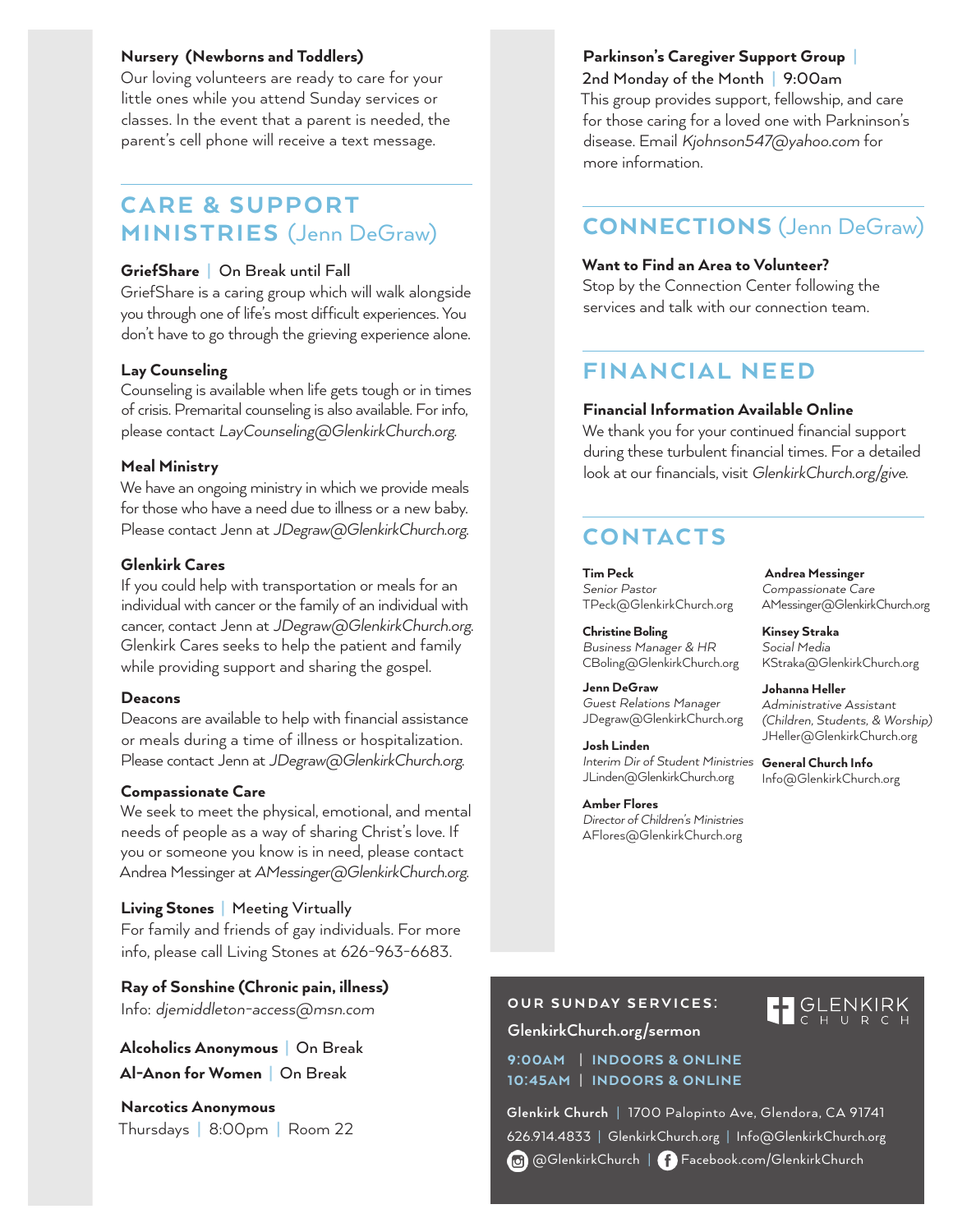### Nursery (Newborns and Toddlers)

Our loving volunteers are ready to care for your little ones while you attend Sunday services or classes. In the event that a parent is needed, the parent's cell phone will receive a text message.

## CARE & SUPPORT MINISTRIES (Jenn DeGraw)

**GriefShare | On Break until Fall**

GriefShare is a caring group which will walk alongside you through one of life's most difficult experiences. You don't have to go through the grieving experience alone.

**Lay Counseling**

Counseling is available when life gets tough or in times of crisis. Premarital counseling is also available. For info, please contact *LayCounseling@GlenkirkChurch.org.*

**Meal Ministry**

We have an ongoing ministry in which we provide meals for those who have a need due to illness or a new baby. Please contact Jenn at *JDegraw@GlenkirkChurch.org.*

**Glenkirk Cares**

If you could help with transportation or meals for an individual with cancer or the family of an individual with cancer, contact Jenn at *JDegraw@GlenkirkChurch.org.* Glenkirk Cares seeks to help the patient and family while providing support and sharing the gospel.

**Deacons**

Deacons are available to help with financial assistance or meals during a time of illness or hospitalization. Please contact Jenn at *JDegraw@GlenkirkChurch.org.*

**Compassionate Care**

We seek to meet the physical, emotional, and mental needs of people as a way of sharing Christ's love. If you or someone you know is in need, please contact Andrea Messinger at *AMessinger@GlenkirkChurch.org.*

**Living Stones | Meeting Virtually**

For family and friends of gay individuals. For more info, please call Living Stones at 626-963-6683.

**Ray of Sonshine (Chronic pain, illness)**

Info: *djemiddleton-access@msn.com*

**Alcoholics Anonymous | On Break**

**Al-Anon for Women | On Break**

**Narcotics Anonymous**

Thursdays | 8:00pm | Room 22

**Parkinson's Caregiver Support Group | 2nd Monday of the Month | 9:00am**

This group provides support, fellowship, and care for those caring for a loved one with Parkinson's disease. Email *Kjohnson547@yahoo.com* for more information.

## CONNECTIONS (Jenn DeGraw)

**Want to Find an Area to Volunteer?**

Stop by the Connection Center following the services and talk with our connection team.

## FINANCIAL NEED

**Financial Information Available Online**

We thank you for your continued financial support during these turbulent financial times. For a detailed look at our financials, visit *GlenkirkChurch.org/give.*

## CONTACTS

**Tim Peck**
*Senior Pastor*
TPeck@GlenkirkChurch.org

**Christine Boling**
*Business Manager & HR*
CBoling@GlenkirkChurch.org

**Jenn DeGraw**
*Guest Relations Manager*
JDegraw@GlenkirkChurch.org

**Josh Linden**
*Interim Dir of Student Ministries*
JLinden@GlenkirkChurch.org

**Amber Flores**
*Director of Children's Ministries*
AFlores@GlenkirkChurch.org

**Andrea Messinger**
*Compassionate Care*
AMessinger@GlenkirkChurch.org

**Kinsey Straka**
*Social Media*
KStraka@GlenkirkChurch.org

**Johanna Heller**
*Administrative Assistant (Children, Students, & Worship)*
JHeller@GlenkirkChurch.org

**General Church Info**
Info@GlenkirkChurch.org

**OUR SUNDAY SERVICES:**
GlenkirkChurch.org/sermon

9:00AM | INDOORS & ONLINE
10:45AM | INDOORS & ONLINE

GLENKIRK CHURCH

Glenkirk Church | 1700 Palopinto Ave, Glendora, CA 91741
626.914.4833 | GlenkirkChurch.org | Info@GlenkirkChurch.org
@GlenkirkChurch | Facebook.com/GlenkirkChurch